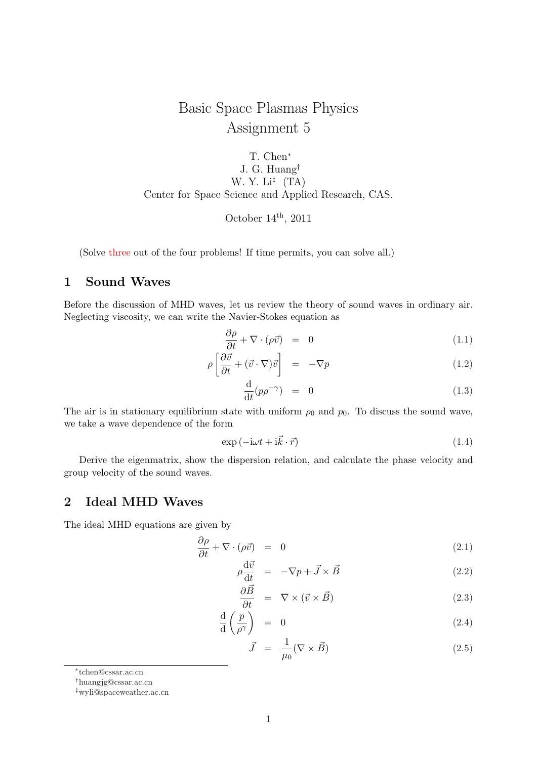# Basic Space Plasmas Physics
# Assignment 5

T. Chen[*]
J. G. Huang[†]
W. Y. Li[‡] (TA)
Center for Space Science and Applied Research, CAS.

October 14th, 2011

(Solve three out of the four problems! If time permits, you can solve all.)

## 1 Sound Waves

Before the discussion of MHD waves, let us review the theory of sound waves in ordinary air. Neglecting viscosity, we can write the Navier-Stokes equation as

$$\frac{\partial \rho}{\partial t} + \nabla \cdot (\rho \vec{v}) = 0 \tag{1.1}$$

$$\rho \left[ \frac{\partial \vec{v}}{\partial t} + (\vec{v} \cdot \nabla)\vec{v} \right] = -\nabla p \tag{1.2}$$

$$\frac{\mathrm{d}}{\mathrm{d}t}(p\rho^{-\gamma}) = 0 \tag{1.3}$$

The air is in stationary equilibrium state with uniform $\rho_0$ and $p_0$. To discuss the sound wave, we take a wave dependence of the form

$$\exp\left(-\mathrm{i}\omega t + \mathrm{i}\vec{k} \cdot \vec{r}\right) \tag{1.4}$$

Derive the eigenmatrix, show the dispersion relation, and calculate the phase velocity and group velocity of the sound waves.

## 2 Ideal MHD Waves

The ideal MHD equations are given by

$$\frac{\partial \rho}{\partial t} + \nabla \cdot (\rho \vec{v}) = 0 \tag{2.1}$$

$$\rho \frac{\mathrm{d}\vec{v}}{\mathrm{d}t} = -\nabla p + \vec{J} \times \vec{B} \tag{2.2}$$

$$\frac{\partial \vec{B}}{\partial t} = \nabla \times (\vec{v} \times \vec{B}) \tag{2.3}$$

$$\frac{\mathrm{d}}{\mathrm{d}} \left( \frac{p}{\rho^{\gamma}} \right) = 0 \tag{2.4}$$

$$\vec{J} = \frac{1}{\mu_0}(\nabla \times \vec{B}) \tag{2.5}$$

[*] tchen@cssar.ac.cn
[†] huangjg@cssar.ac.cn
[‡] wyli@spaceweather.ac.cn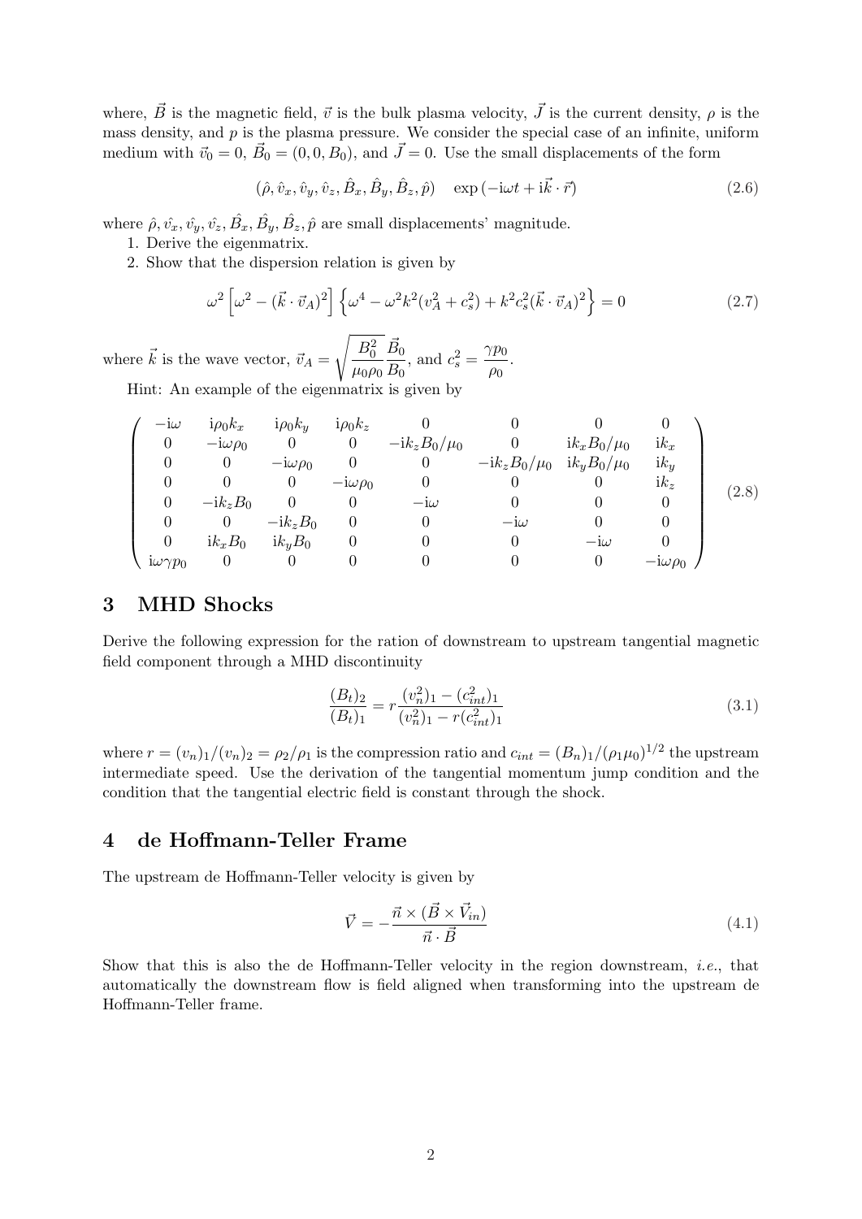where, $\vec{B}$ is the magnetic field, $\vec{v}$ is the bulk plasma velocity, $\vec{J}$ is the current density, $\rho$ is the mass density, and $p$ is the plasma pressure. We consider the special case of an infinite, uniform medium with $\vec{v}_0 = 0$, $\vec{B}_0 = (0, 0, B_0)$, and $\vec{J} = 0$. Use the small displacements of the form

$$(\hat{\rho}, \hat{v}_x, \hat{v}_y, \hat{v}_z, \hat{B}_x, \hat{B}_y, \hat{B}_z, \hat{p}) \quad \exp\left(-\mathrm{i}\omega t + \mathrm{i}\vec{k} \cdot \vec{r}\right) \tag{2.6}$$

where $\hat{\rho}, \hat{v_x}, \hat{v_y}, \hat{v_z}, \hat{B_x}, \hat{B_y}, \hat{B_z}, \hat{p}$ are small displacements' magnitude.

1. Derive the eigenmatrix.
2. Show that the dispersion relation is given by

$$\omega^2 \left[\omega^2 - (\vec{k} \cdot \vec{v}_A)^2\right] \left\{\omega^4 - \omega^2 k^2 (v_A^2 + c_s^2) + k^2 c_s^2 (\vec{k} \cdot \vec{v}_A)^2\right\} = 0 \tag{2.7}$$

where $\vec{k}$ is the wave vector, $\vec{v}_A = \sqrt{\dfrac{B_0^2}{\mu_0 \rho_0}} \dfrac{\vec{B}_0}{B_0}$, and $c_s^2 = \dfrac{\gamma p_0}{\rho_0}$.

Hint: An example of the eigenmatrix is given by

$$\begin{pmatrix}
-\mathrm{i}\omega & \mathrm{i}\rho_0 k_x & \mathrm{i}\rho_0 k_y & \mathrm{i}\rho_0 k_z & 0 & 0 & 0 & 0 \\
0 & -\mathrm{i}\omega\rho_0 & 0 & 0 & -\mathrm{i}k_z B_0/\mu_0 & 0 & \mathrm{i}k_x B_0/\mu_0 & \mathrm{i}k_x \\
0 & 0 & -\mathrm{i}\omega\rho_0 & 0 & 0 & -\mathrm{i}k_z B_0/\mu_0 & \mathrm{i}k_y B_0/\mu_0 & \mathrm{i}k_y \\
0 & 0 & 0 & -\mathrm{i}\omega\rho_0 & 0 & 0 & 0 & \mathrm{i}k_z \\
0 & -\mathrm{i}k_z B_0 & 0 & 0 & -\mathrm{i}\omega & 0 & 0 & 0 \\
0 & 0 & -\mathrm{i}k_z B_0 & 0 & 0 & -\mathrm{i}\omega & 0 & 0 \\
0 & \mathrm{i}k_x B_0 & \mathrm{i}k_y B_0 & 0 & 0 & 0 & -\mathrm{i}\omega & 0 \\
\mathrm{i}\omega\gamma p_0 & 0 & 0 & 0 & 0 & 0 & 0 & -\mathrm{i}\omega\rho_0
\end{pmatrix} \tag{2.8}$$

## 3 MHD Shocks

Derive the following expression for the ration of downstream to upstream tangential magnetic field component through a MHD discontinuity

$$\frac{(B_t)_2}{(B_t)_1} = r \frac{(v_n^2)_1 - (c_{int}^2)_1}{(v_n^2)_1 - r(c_{int}^2)_1} \tag{3.1}$$

where $r = (v_n)_1/(v_n)_2 = \rho_2/\rho_1$ is the compression ratio and $c_{int} = (B_n)_1/(\rho_1 \mu_0)^{1/2}$ the upstream intermediate speed. Use the derivation of the tangential momentum jump condition and the condition that the tangential electric field is constant through the shock.

## 4 de Hoffmann-Teller Frame

The upstream de Hoffmann-Teller velocity is given by

$$\vec{V} = -\frac{\vec{n} \times (\vec{B} \times \vec{V}_{in})}{\vec{n} \cdot \vec{B}} \tag{4.1}$$

Show that this is also the de Hoffmann-Teller velocity in the region downstream, *i.e.*, that automatically the downstream flow is field aligned when transforming into the upstream de Hoffmann-Teller frame.